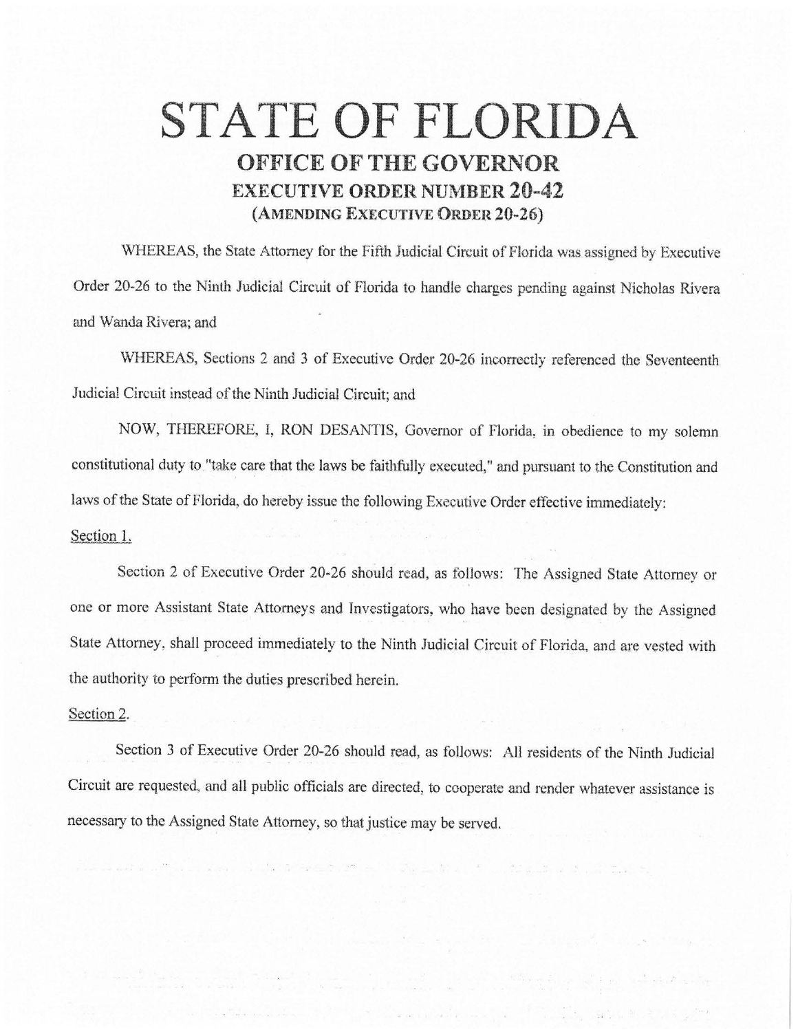# STATE OF FLORIDA

## OFFICE OF THE GOVERNOR

### EXECUTIVE ORDER NUMBER 20-42

### (AMENDING EXECUTIVE ORDER 20-26)

WHEREAS, the State Attorney for the Fifth Judicial Circuit of Florida was assigned by Executive Order 20-26 to the Ninth Judicial Circuit of Florida to handle charges pending against Nicholas Rivera and Wanda Rivera; and

WHEREAS, Sections 2 and 3 of Executive Order 20-26 incorrectly referenced the Seventeenth Judicial Circuit instead of the Ninth Judicial Circuit; and

NOW, THEREFORE, I, RON DESANTIS, Governor of Florida, in obedience to my solemn constitutional duty to "take care that the laws be faithfully executed," and pursuant to the Constitution and laws of the State of Florida, do hereby issue the following Executive Order effective immediately:

Section 1.

Section 2 of Executive Order 20-26 should read, as follows: The Assigned State Attorney or one or more Assistant State Attorneys and Investigators, who have been designated by the Assigned State Attorney, shall proceed immediately to the Ninth Judicial Circuit of Florida, and are vested with the authority to perform the duties prescribed herein.

Section 2.

Section 3 of Executive Order 20-26 should read, as follows: All residents of the Ninth Judicial Circuit are requested, and all public officials are directed, to cooperate and render whatever assistance is necessary to the Assigned State Attorney, so that justice may be served.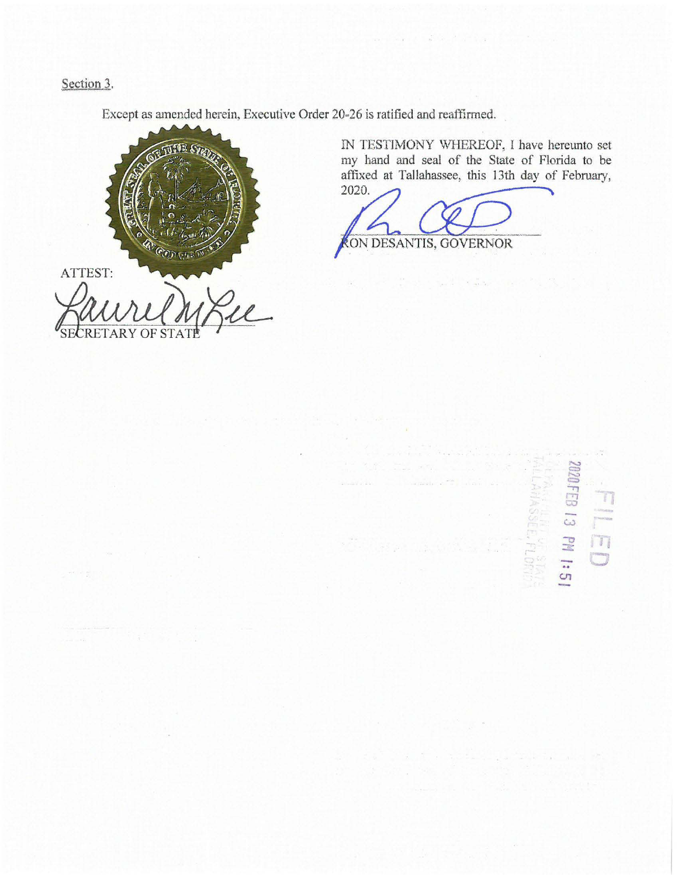Section 3.

Except as amended herein, Executive Order 20-26 is ratified and reaffirmed.

IN TESTIMONY WHEREOF, I have hereunto set my hand and seal of the State of Florida to be affixed at Tallahassee, this 13th day of February, 2020.

RON DESANTIS, GOVERNOR

ATTEST:

SECRETARY OF STATE

FILED
2020 FEB 13 PM 1:51
DEPARTMENT OF STATE
TALLAHASSEE, FLORIDA